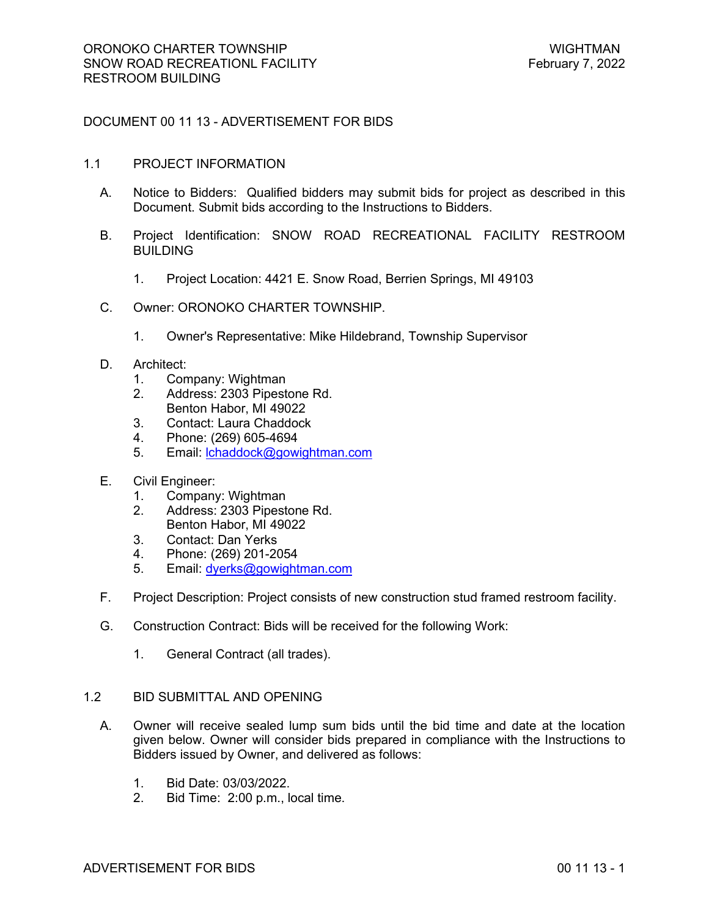# DOCUMENT 00 11 13 - ADVERTISEMENT FOR BIDS

## 1.1 PROJECT INFORMATION

A. Notice to Bidders: Qualified bidders may submit bids for project as described in this Document. Submit bids according to the Instructions to Bidders.

B. Project Identification: SNOW ROAD RECREATIONAL FACILITY RESTROOM BUILDING

1. Project Location: 4421 E. Snow Road, Berrien Springs, MI 49103

C. Owner: ORONOKO CHARTER TOWNSHIP.

1. Owner's Representative: Mike Hildebrand, Township Supervisor

D. Architect:

1. Company: Wightman
2. Address: 2303 Pipestone Rd.
   Benton Habor, MI 49022
3. Contact: Laura Chaddock
4. Phone: (269) 605-4694
5. Email: lchaddock@gowightman.com

E. Civil Engineer:

1. Company: Wightman
2. Address: 2303 Pipestone Rd.
   Benton Habor, MI 49022
3. Contact: Dan Yerks
4. Phone: (269) 201-2054
5. Email: dyerks@gowightman.com

F. Project Description: Project consists of new construction stud framed restroom facility.

G. Construction Contract: Bids will be received for the following Work:

1. General Contract (all trades).

## 1.2 BID SUBMITTAL AND OPENING

A. Owner will receive sealed lump sum bids until the bid time and date at the location given below. Owner will consider bids prepared in compliance with the Instructions to Bidders issued by Owner, and delivered as follows:

1. Bid Date: 03/03/2022.
2. Bid Time: 2:00 p.m., local time.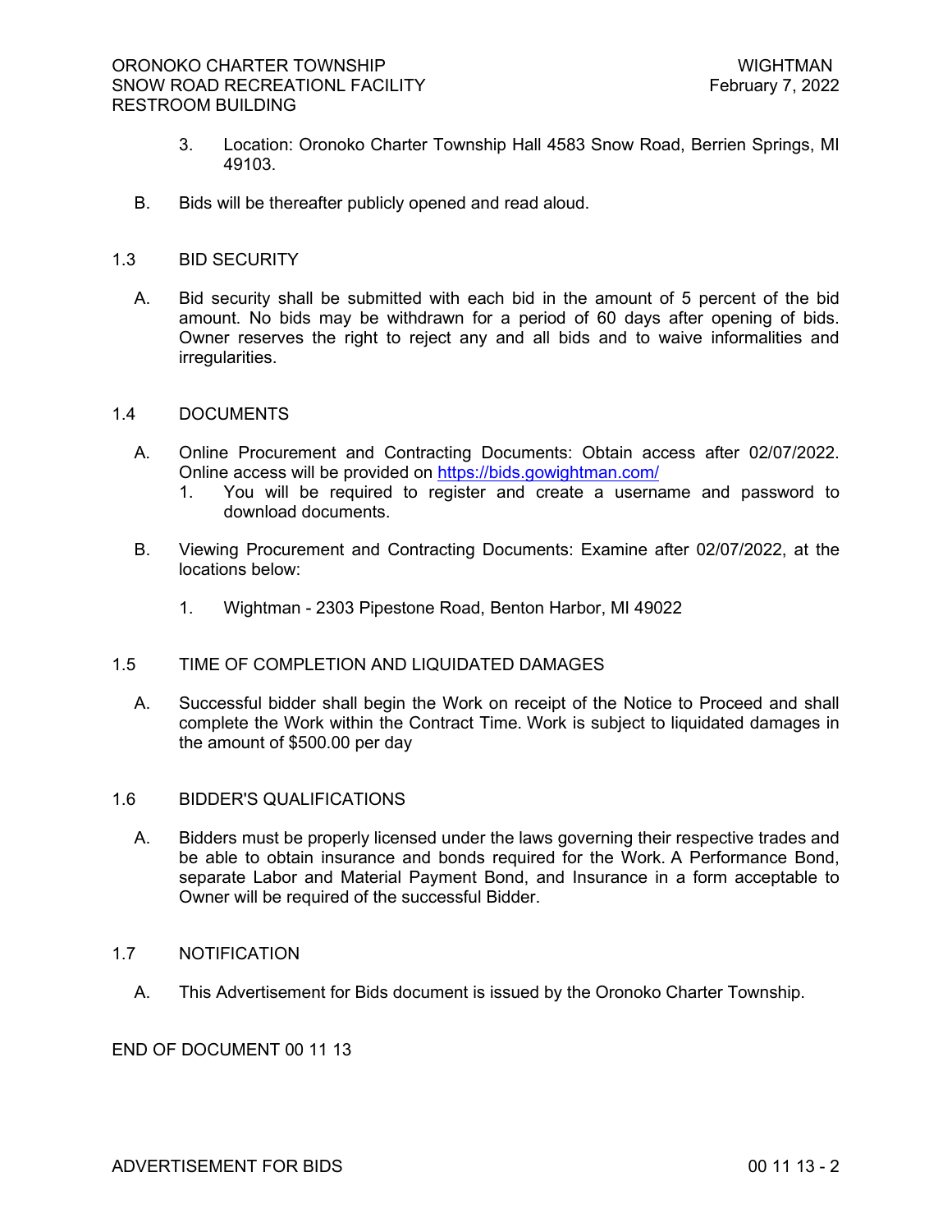3. Location: Oronoko Charter Township Hall 4583 Snow Road, Berrien Springs, MI 49103.

B. Bids will be thereafter publicly opened and read aloud.

## 1.3 BID SECURITY

A. Bid security shall be submitted with each bid in the amount of 5 percent of the bid amount. No bids may be withdrawn for a period of 60 days after opening of bids. Owner reserves the right to reject any and all bids and to waive informalities and irregularities.

## 1.4 DOCUMENTS

A. Online Procurement and Contracting Documents: Obtain access after 02/07/2022. Online access will be provided on https://bids.gowightman.com/
   1. You will be required to register and create a username and password to download documents.

B. Viewing Procurement and Contracting Documents: Examine after 02/07/2022, at the locations below:

   1. Wightman - 2303 Pipestone Road, Benton Harbor, MI 49022

## 1.5 TIME OF COMPLETION AND LIQUIDATED DAMAGES

A. Successful bidder shall begin the Work on receipt of the Notice to Proceed and shall complete the Work within the Contract Time. Work is subject to liquidated damages in the amount of $500.00 per day

## 1.6 BIDDER'S QUALIFICATIONS

A. Bidders must be properly licensed under the laws governing their respective trades and be able to obtain insurance and bonds required for the Work. A Performance Bond, separate Labor and Material Payment Bond, and Insurance in a form acceptable to Owner will be required of the successful Bidder.

## 1.7 NOTIFICATION

A. This Advertisement for Bids document is issued by the Oronoko Charter Township.

END OF DOCUMENT 00 11 13